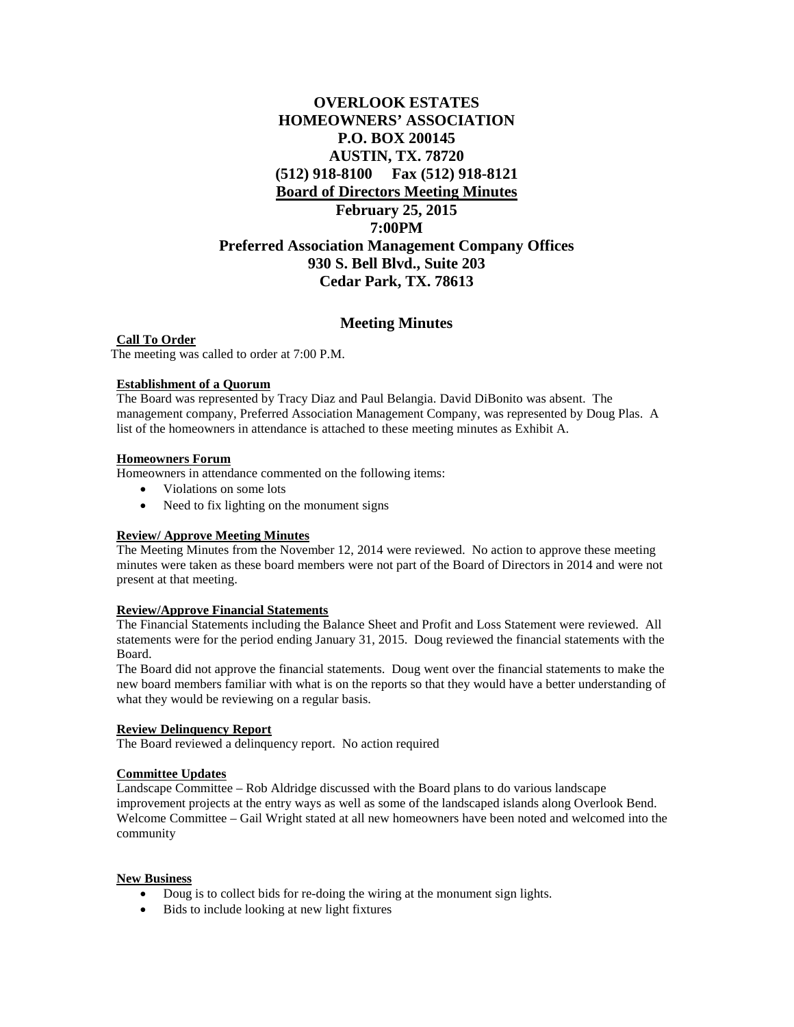# OVERLOOK ESTATES
# HOMEOWNERS' ASSOCIATION
# P.O. BOX 200145
# AUSTIN, TX. 78720
# (512) 918-8100     Fax (512) 918-8121
# Board of Directors Meeting Minutes
# February 25, 2015
# 7:00PM
# Preferred Association Management Company Offices
# 930 S. Bell Blvd., Suite 203
# Cedar Park, TX. 78613

## Meeting Minutes

**Call To Order**

The meeting was called to order at 7:00 P.M.

**Establishment of a Quorum**

The Board was represented by Tracy Diaz and Paul Belangia. David DiBonito was absent. The management company, Preferred Association Management Company, was represented by Doug Plas. A list of the homeowners in attendance is attached to these meeting minutes as Exhibit A.

**Homeowners Forum**

Homeowners in attendance commented on the following items:

- Violations on some lots
- Need to fix lighting on the monument signs

**Review/ Approve Meeting Minutes**

The Meeting Minutes from the November 12, 2014 were reviewed. No action to approve these meeting minutes were taken as these board members were not part of the Board of Directors in 2014 and were not present at that meeting.

**Review/Approve Financial Statements**

The Financial Statements including the Balance Sheet and Profit and Loss Statement were reviewed. All statements were for the period ending January 31, 2015. Doug reviewed the financial statements with the Board.

The Board did not approve the financial statements. Doug went over the financial statements to make the new board members familiar with what is on the reports so that they would have a better understanding of what they would be reviewing on a regular basis.

**Review Delinquency Report**

The Board reviewed a delinquency report. No action required

**Committee Updates**

Landscape Committee – Rob Aldridge discussed with the Board plans to do various landscape improvement projects at the entry ways as well as some of the landscaped islands along Overlook Bend.
Welcome Committee – Gail Wright stated at all new homeowners have been noted and welcomed into the community

**New Business**

- Doug is to collect bids for re-doing the wiring at the monument sign lights.
- Bids to include looking at new light fixtures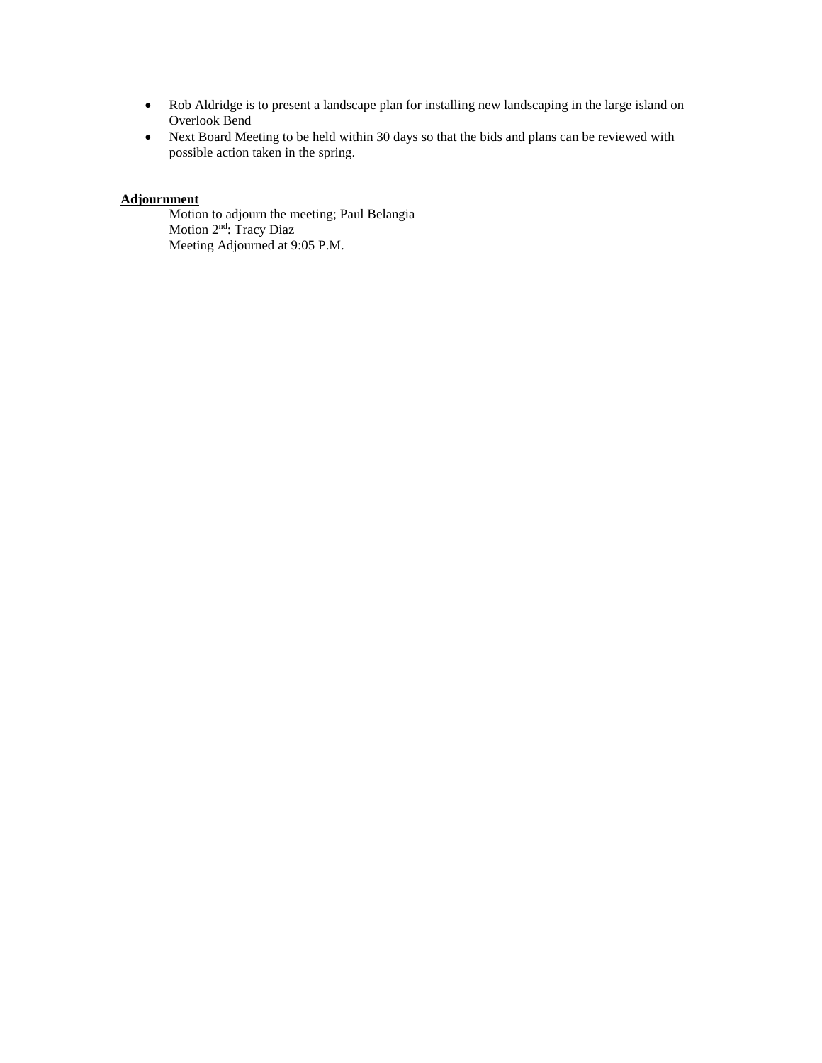- Rob Aldridge is to present a landscape plan for installing new landscaping in the large island on Overlook Bend
- Next Board Meeting to be held within 30 days so that the bids and plans can be reviewed with possible action taken in the spring.

**Adjournment**

Motion to adjourn the meeting; Paul Belangia
Motion 2nd: Tracy Diaz
Meeting Adjourned at 9:05 P.M.